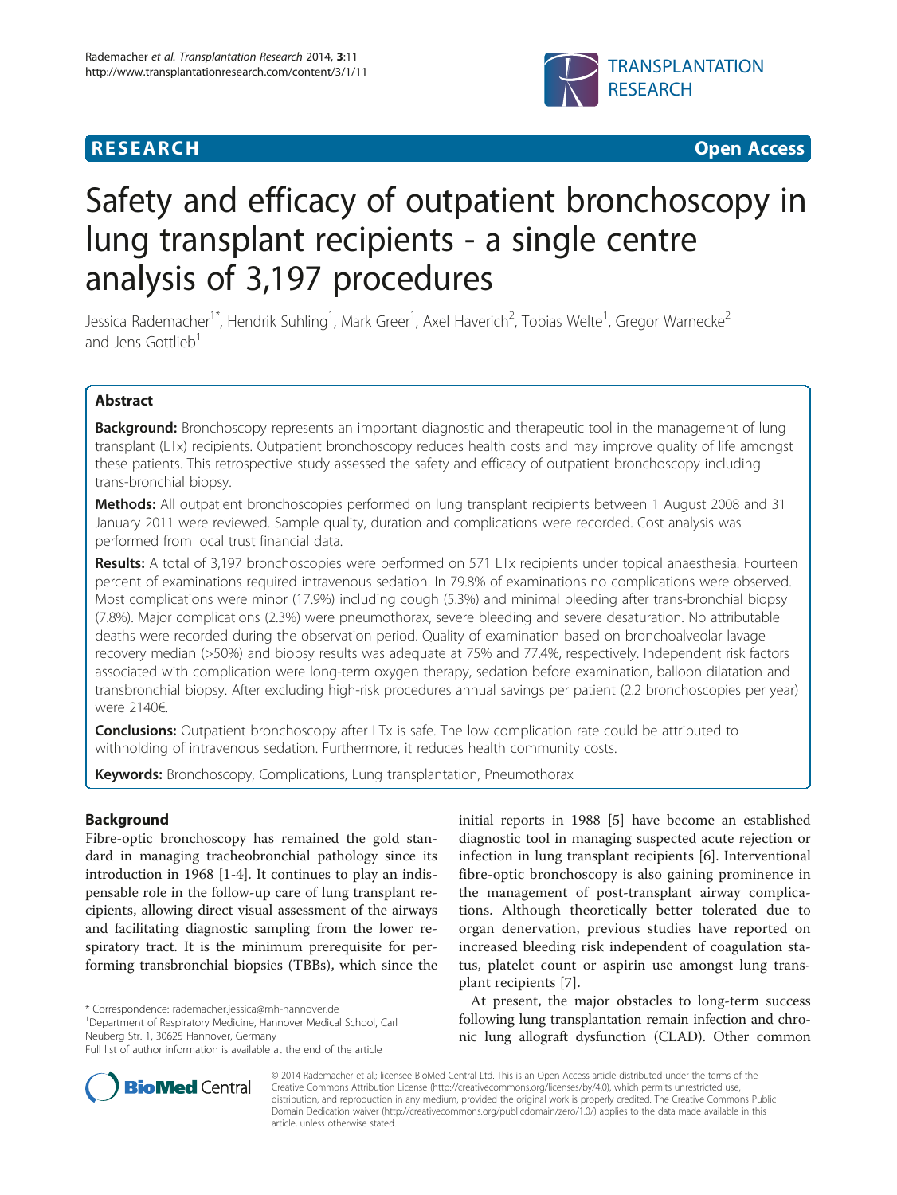**RESEARCH** **Open Access**

# Safety and efficacy of outpatient bronchoscopy in lung transplant recipients - a single centre analysis of 3,197 procedures

Jessica Rademacher[1*], Hendrik Suhling[1], Mark Greer[1], Axel Haverich[2], Tobias Welte[1], Gregor Warnecke[2] and Jens Gottlieb[1]

## Abstract

**Background:** Bronchoscopy represents an important diagnostic and therapeutic tool in the management of lung transplant (LTx) recipients. Outpatient bronchoscopy reduces health costs and may improve quality of life amongst these patients. This retrospective study assessed the safety and efficacy of outpatient bronchoscopy including trans-bronchial biopsy.

**Methods:** All outpatient bronchoscopies performed on lung transplant recipients between 1 August 2008 and 31 January 2011 were reviewed. Sample quality, duration and complications were recorded. Cost analysis was performed from local trust financial data.

**Results:** A total of 3,197 bronchoscopies were performed on 571 LTx recipients under topical anaesthesia. Fourteen percent of examinations required intravenous sedation. In 79.8% of examinations no complications were observed. Most complications were minor (17.9%) including cough (5.3%) and minimal bleeding after trans-bronchial biopsy (7.8%). Major complications (2.3%) were pneumothorax, severe bleeding and severe desaturation. No attributable deaths were recorded during the observation period. Quality of examination based on bronchoalveolar lavage recovery median (>50%) and biopsy results was adequate at 75% and 77.4%, respectively. Independent risk factors associated with complication were long-term oxygen therapy, sedation before examination, balloon dilatation and transbronchial biopsy. After excluding high-risk procedures annual savings per patient (2.2 bronchoscopies per year) were 2140€.

**Conclusions:** Outpatient bronchoscopy after LTx is safe. The low complication rate could be attributed to withholding of intravenous sedation. Furthermore, it reduces health community costs.

**Keywords:** Bronchoscopy, Complications, Lung transplantation, Pneumothorax

## Background

Fibre-optic bronchoscopy has remained the gold standard in managing tracheobronchial pathology since its introduction in 1968 [1-4]. It continues to play an indispensable role in the follow-up care of lung transplant recipients, allowing direct visual assessment of the airways and facilitating diagnostic sampling from the lower respiratory tract. It is the minimum prerequisite for performing transbronchial biopsies (TBBs), which since the initial reports in 1988 [5] have become an established diagnostic tool in managing suspected acute rejection or infection in lung transplant recipients [6]. Interventional fibre-optic bronchoscopy is also gaining prominence in the management of post-transplant airway complications. Although theoretically better tolerated due to organ denervation, previous studies have reported on increased bleeding risk independent of coagulation status, platelet count or aspirin use amongst lung transplant recipients [7].

At present, the major obstacles to long-term success following lung transplantation remain infection and chronic lung allograft dysfunction (CLAD). Other common

\* Correspondence: rademacher.jessica@mh-hannover.de
[1]Department of Respiratory Medicine, Hannover Medical School, Carl Neuberg Str. 1, 30625 Hannover, Germany
Full list of author information is available at the end of the article

© 2014 Rademacher et al.; licensee BioMed Central Ltd. This is an Open Access article distributed under the terms of the Creative Commons Attribution License (http://creativecommons.org/licenses/by/4.0), which permits unrestricted use, distribution, and reproduction in any medium, provided the original work is properly credited. The Creative Commons Public Domain Dedication waiver (http://creativecommons.org/publicdomain/zero/1.0/) applies to the data made available in this article, unless otherwise stated.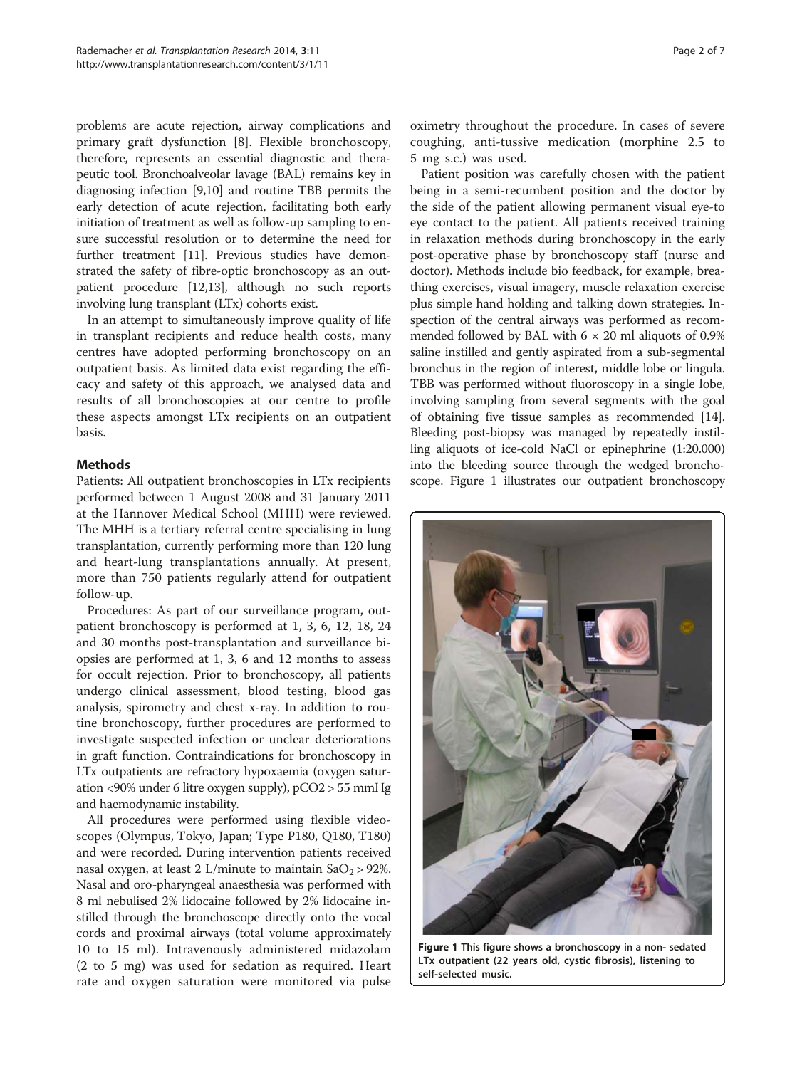problems are acute rejection, airway complications and primary graft dysfunction [8]. Flexible bronchoscopy, therefore, represents an essential diagnostic and therapeutic tool. Bronchoalveolar lavage (BAL) remains key in diagnosing infection [9,10] and routine TBB permits the early detection of acute rejection, facilitating both early initiation of treatment as well as follow-up sampling to ensure successful resolution or to determine the need for further treatment [11]. Previous studies have demonstrated the safety of fibre-optic bronchoscopy as an outpatient procedure [12,13], although no such reports involving lung transplant (LTx) cohorts exist.

In an attempt to simultaneously improve quality of life in transplant recipients and reduce health costs, many centres have adopted performing bronchoscopy on an outpatient basis. As limited data exist regarding the efficacy and safety of this approach, we analysed data and results of all bronchoscopies at our centre to profile these aspects amongst LTx recipients on an outpatient basis.

## Methods

Patients: All outpatient bronchoscopies in LTx recipients performed between 1 August 2008 and 31 January 2011 at the Hannover Medical School (MHH) were reviewed. The MHH is a tertiary referral centre specialising in lung transplantation, currently performing more than 120 lung and heart-lung transplantations annually. At present, more than 750 patients regularly attend for outpatient follow-up.

Procedures: As part of our surveillance program, outpatient bronchoscopy is performed at 1, 3, 6, 12, 18, 24 and 30 months post-transplantation and surveillance biopsies are performed at 1, 3, 6 and 12 months to assess for occult rejection. Prior to bronchoscopy, all patients undergo clinical assessment, blood testing, blood gas analysis, spirometry and chest x-ray. In addition to routine bronchoscopy, further procedures are performed to investigate suspected infection or unclear deteriorations in graft function. Contraindications for bronchoscopy in LTx outpatients are refractory hypoxaemia (oxygen saturation <90% under 6 litre oxygen supply), pCO2 > 55 mmHg and haemodynamic instability.

All procedures were performed using flexible videoscopes (Olympus, Tokyo, Japan; Type P180, Q180, T180) and were recorded. During intervention patients received nasal oxygen, at least 2 L/minute to maintain $SaO_2 > 92\%$. Nasal and oro-pharyngeal anaesthesia was performed with 8 ml nebulised 2% lidocaine followed by 2% lidocaine instilled through the bronchoscope directly onto the vocal cords and proximal airways (total volume approximately 10 to 15 ml). Intravenously administered midazolam (2 to 5 mg) was used for sedation as required. Heart rate and oxygen saturation were monitored via pulse oximetry throughout the procedure. In cases of severe coughing, anti-tussive medication (morphine 2.5 to 5 mg s.c.) was used.

Patient position was carefully chosen with the patient being in a semi-recumbent position and the doctor by the side of the patient allowing permanent visual eye-to eye contact to the patient. All patients received training in relaxation methods during bronchoscopy in the early post-operative phase by bronchoscopy staff (nurse and doctor). Methods include bio feedback, for example, breathing exercises, visual imagery, muscle relaxation exercise plus simple hand holding and talking down strategies. Inspection of the central airways was performed as recommended followed by BAL with 6 × 20 ml aliquots of 0.9% saline instilled and gently aspirated from a sub-segmental bronchus in the region of interest, middle lobe or lingula. TBB was performed without fluoroscopy in a single lobe, involving sampling from several segments with the goal of obtaining five tissue samples as recommended [14]. Bleeding post-biopsy was managed by repeatedly instilling aliquots of ice-cold NaCl or epinephrine (1:20.000) into the bleeding source through the wedged bronchoscope. Figure 1 illustrates our outpatient bronchoscopy

**Figure 1 This figure shows a bronchoscopy in a non- sedated LTx outpatient (22 years old, cystic fibrosis), listening to self-selected music.**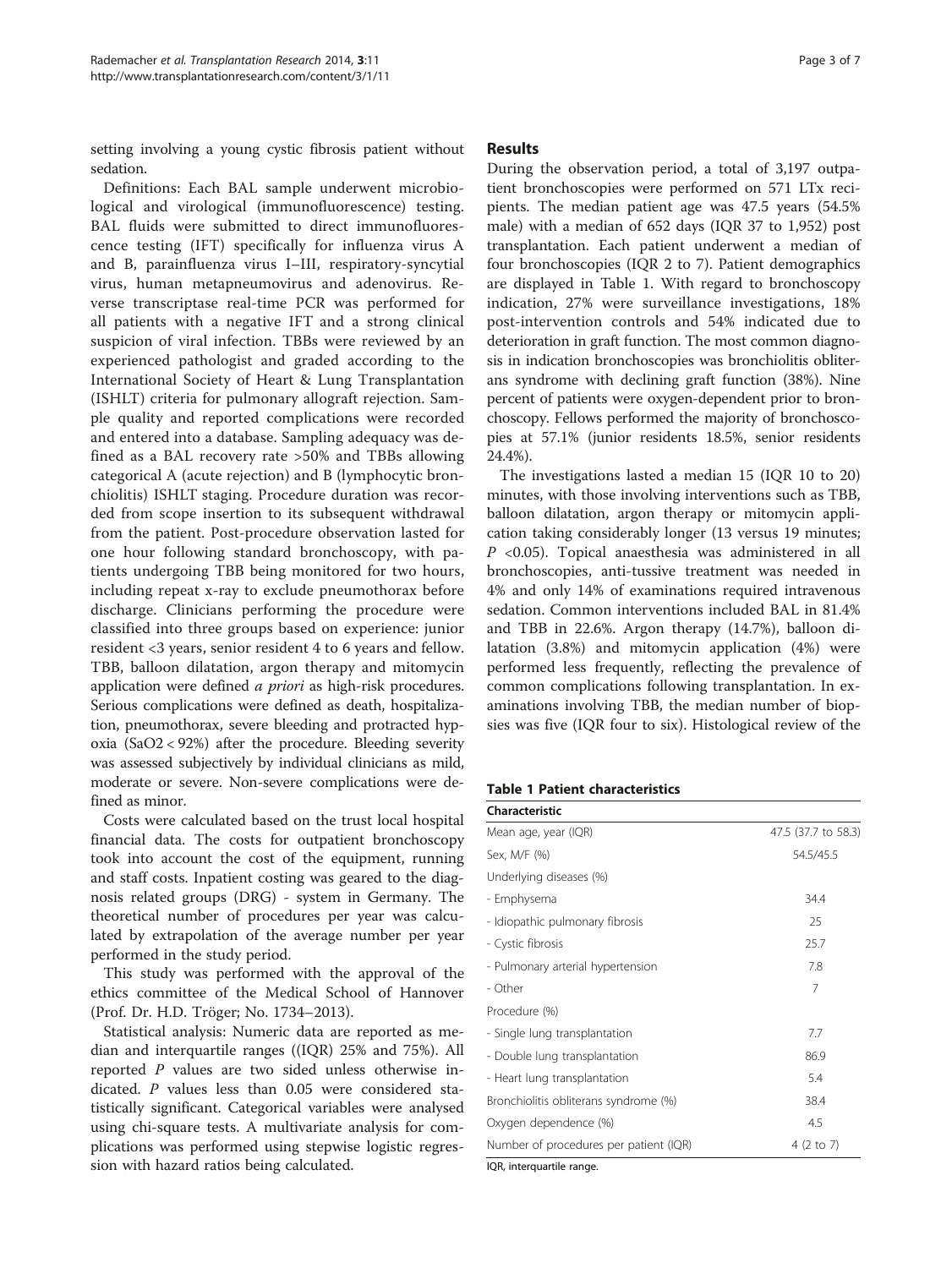setting involving a young cystic fibrosis patient without sedation.

Definitions: Each BAL sample underwent microbiological and virological (immunofluorescence) testing. BAL fluids were submitted to direct immunofluorescence testing (IFT) specifically for influenza virus A and B, parainfluenza virus I–III, respiratory-syncytial virus, human metapneumovirus and adenovirus. Reverse transcriptase real-time PCR was performed for all patients with a negative IFT and a strong clinical suspicion of viral infection. TBBs were reviewed by an experienced pathologist and graded according to the International Society of Heart & Lung Transplantation (ISHLT) criteria for pulmonary allograft rejection. Sample quality and reported complications were recorded and entered into a database. Sampling adequacy was defined as a BAL recovery rate >50% and TBBs allowing categorical A (acute rejection) and B (lymphocytic bronchiolitis) ISHLT staging. Procedure duration was recorded from scope insertion to its subsequent withdrawal from the patient. Post-procedure observation lasted for one hour following standard bronchoscopy, with patients undergoing TBB being monitored for two hours, including repeat x-ray to exclude pneumothorax before discharge. Clinicians performing the procedure were classified into three groups based on experience: junior resident <3 years, senior resident 4 to 6 years and fellow. TBB, balloon dilatation, argon therapy and mitomycin application were defined *a priori* as high-risk procedures. Serious complications were defined as death, hospitalization, pneumothorax, severe bleeding and protracted hypoxia ($SaO_2$ < 92%) after the procedure. Bleeding severity was assessed subjectively by individual clinicians as mild, moderate or severe. Non-severe complications were defined as minor.

Costs were calculated based on the trust local hospital financial data. The costs for outpatient bronchoscopy took into account the cost of the equipment, running and staff costs. Inpatient costing was geared to the diagnosis related groups (DRG) - system in Germany. The theoretical number of procedures per year was calculated by extrapolation of the average number per year performed in the study period.

This study was performed with the approval of the ethics committee of the Medical School of Hannover (Prof. Dr. H.D. Tröger; No. 1734–2013).

Statistical analysis: Numeric data are reported as median and interquartile ranges ((IQR) 25% and 75%). All reported *P* values are two sided unless otherwise indicated. *P* values less than 0.05 were considered statistically significant. Categorical variables were analysed using chi-square tests. A multivariate analysis for complications was performed using stepwise logistic regression with hazard ratios being calculated.

## Results

During the observation period, a total of 3,197 outpatient bronchoscopies were performed on 571 LTx recipients. The median patient age was 47.5 years (54.5% male) with a median of 652 days (IQR 37 to 1,952) post transplantation. Each patient underwent a median of four bronchoscopies (IQR 2 to 7). Patient demographics are displayed in Table 1. With regard to bronchoscopy indication, 27% were surveillance investigations, 18% post-intervention controls and 54% indicated due to deterioration in graft function. The most common diagnosis in indication bronchoscopies was bronchiolitis obliterans syndrome with declining graft function (38%). Nine percent of patients were oxygen-dependent prior to bronchoscopy. Fellows performed the majority of bronchoscopies at 57.1% (junior residents 18.5%, senior residents 24.4%).

The investigations lasted a median 15 (IQR 10 to 20) minutes, with those involving interventions such as TBB, balloon dilatation, argon therapy or mitomycin application taking considerably longer (13 versus 19 minutes; $P$ <0.05). Topical anaesthesia was administered in all bronchoscopies, anti-tussive treatment was needed in 4% and only 14% of examinations required intravenous sedation. Common interventions included BAL in 81.4% and TBB in 22.6%. Argon therapy (14.7%), balloon dilatation (3.8%) and mitomycin application (4%) were performed less frequently, reflecting the prevalence of common complications following transplantation. In examinations involving TBB, the median number of biopsies was five (IQR four to six). Histological review of the

**Table 1 Patient characteristics**

| Characteristic | |
|---|---|
| Mean age, year (IQR) | 47.5 (37.7 to 58.3) |
| Sex, M/F (%) | 54.5/45.5 |
| Underlying diseases (%) | |
| - Emphysema | 34.4 |
| - Idiopathic pulmonary fibrosis | 25 |
| - Cystic fibrosis | 25.7 |
| - Pulmonary arterial hypertension | 7.8 |
| - Other | 7 |
| Procedure (%) | |
| - Single lung transplantation | 7.7 |
| - Double lung transplantation | 86.9 |
| - Heart lung transplantation | 5.4 |
| Bronchiolitis obliterans syndrome (%) | 38.4 |
| Oxygen dependence (%) | 4.5 |
| Number of procedures per patient (IQR) | 4 (2 to 7) |

IQR, interquartile range.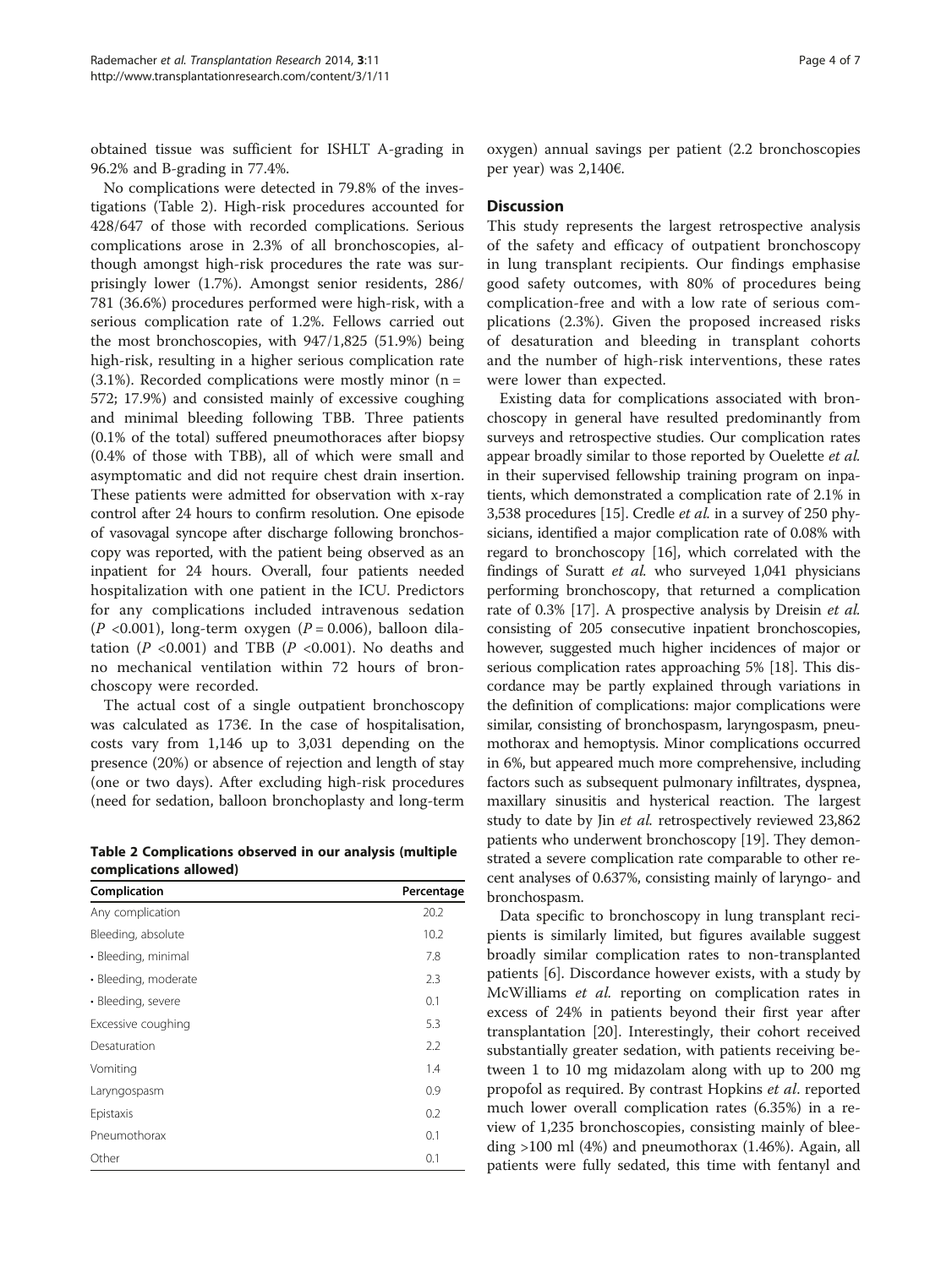obtained tissue was sufficient for ISHLT A-grading in 96.2% and B-grading in 77.4%.

No complications were detected in 79.8% of the investigations (Table 2). High-risk procedures accounted for 428/647 of those with recorded complications. Serious complications arose in 2.3% of all bronchoscopies, although amongst high-risk procedures the rate was surprisingly lower (1.7%). Amongst senior residents, 286/781 (36.6%) procedures performed were high-risk, with a serious complication rate of 1.2%. Fellows carried out the most bronchoscopies, with 947/1,825 (51.9%) being high-risk, resulting in a higher serious complication rate (3.1%). Recorded complications were mostly minor (n = 572; 17.9%) and consisted mainly of excessive coughing and minimal bleeding following TBB. Three patients (0.1% of the total) suffered pneumothoraces after biopsy (0.4% of those with TBB), all of which were small and asymptomatic and did not require chest drain insertion. These patients were admitted for observation with x-ray control after 24 hours to confirm resolution. One episode of vasovagal syncope after discharge following bronchoscopy was reported, with the patient being observed as an inpatient for 24 hours. Overall, four patients needed hospitalization with one patient in the ICU. Predictors for any complications included intravenous sedation ($P$ <0.001), long-term oxygen ($P$ = 0.006), balloon dilatation ($P$ <0.001) and TBB ($P$ <0.001). No deaths and no mechanical ventilation within 72 hours of bronchoscopy were recorded.

The actual cost of a single outpatient bronchoscopy was calculated as 173€. In the case of hospitalisation, costs vary from 1,146 up to 3,031 depending on the presence (20%) or absence of rejection and length of stay (one or two days). After excluding high-risk procedures (need for sedation, balloon bronchoplasty and long-term oxygen) annual savings per patient (2.2 bronchoscopies per year) was 2,140€.

**Table 2 Complications observed in our analysis (multiple complications allowed)**

| Complication | Percentage |
|---|---|
| Any complication | 20.2 |
| Bleeding, absolute | 10.2 |
| • Bleeding, minimal | 7.8 |
| • Bleeding, moderate | 2.3 |
| • Bleeding, severe | 0.1 |
| Excessive coughing | 5.3 |
| Desaturation | 2.2 |
| Vomiting | 1.4 |
| Laryngospasm | 0.9 |
| Epistaxis | 0.2 |
| Pneumothorax | 0.1 |
| Other | 0.1 |

## Discussion

This study represents the largest retrospective analysis of the safety and efficacy of outpatient bronchoscopy in lung transplant recipients. Our findings emphasise good safety outcomes, with 80% of procedures being complication-free and with a low rate of serious complications (2.3%). Given the proposed increased risks of desaturation and bleeding in transplant cohorts and the number of high-risk interventions, these rates were lower than expected.

Existing data for complications associated with bronchoscopy in general have resulted predominantly from surveys and retrospective studies. Our complication rates appear broadly similar to those reported by Ouelette *et al.* in their supervised fellowship training program on inpatients, which demonstrated a complication rate of 2.1% in 3,538 procedures [15]. Credle *et al.* in a survey of 250 physicians, identified a major complication rate of 0.08% with regard to bronchoscopy [16], which correlated with the findings of Suratt *et al.* who surveyed 1,041 physicians performing bronchoscopy, that returned a complication rate of 0.3% [17]. A prospective analysis by Dreisin *et al.* consisting of 205 consecutive inpatient bronchoscopies, however, suggested much higher incidences of major or serious complication rates approaching 5% [18]. This discordance may be partly explained through variations in the definition of complications: major complications were similar, consisting of bronchospasm, laryngospasm, pneumothorax and hemoptysis. Minor complications occurred in 6%, but appeared much more comprehensive, including factors such as subsequent pulmonary infiltrates, dyspnea, maxillary sinusitis and hysterical reaction. The largest study to date by Jin *et al.* retrospectively reviewed 23,862 patients who underwent bronchoscopy [19]. They demonstrated a severe complication rate comparable to other recent analyses of 0.637%, consisting mainly of laryngo- and bronchospasm.

Data specific to bronchoscopy in lung transplant recipients is similarly limited, but figures available suggest broadly similar complication rates to non-transplanted patients [6]. Discordance however exists, with a study by McWilliams *et al.* reporting on complication rates in excess of 24% in patients beyond their first year after transplantation [20]. Interestingly, their cohort received substantially greater sedation, with patients receiving between 1 to 10 mg midazolam along with up to 200 mg propofol as required. By contrast Hopkins *et al*. reported much lower overall complication rates (6.35%) in a review of 1,235 bronchoscopies, consisting mainly of bleeding >100 ml (4%) and pneumothorax (1.46%). Again, all patients were fully sedated, this time with fentanyl and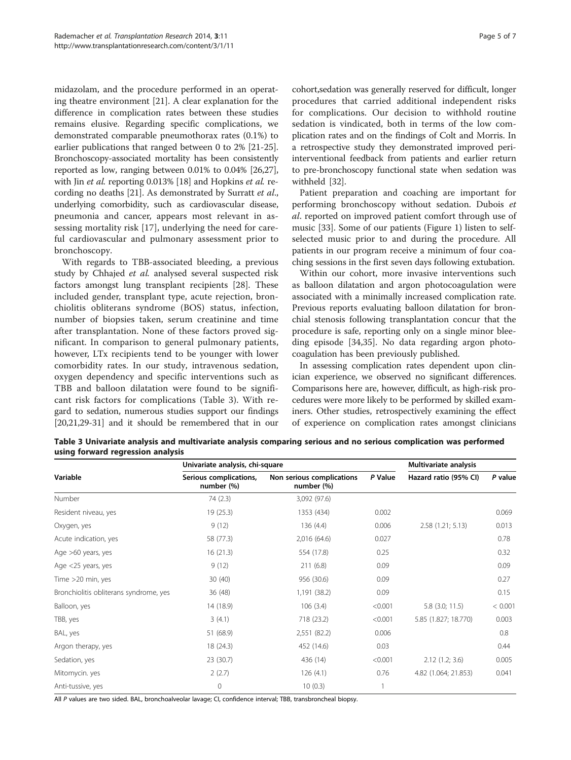midazolam, and the procedure performed in an operating theatre environment [21]. A clear explanation for the difference in complication rates between these studies remains elusive. Regarding specific complications, we demonstrated comparable pneumothorax rates (0.1%) to earlier publications that ranged between 0 to 2% [21-25]. Bronchoscopy-associated mortality has been consistently reported as low, ranging between 0.01% to 0.04% [26,27], with Jin *et al.* reporting 0.013% [18] and Hopkins *et al.* recording no deaths [21]. As demonstrated by Surratt *et al.*, underlying comorbidity, such as cardiovascular disease, pneumonia and cancer, appears most relevant in assessing mortality risk [17], underlying the need for careful cardiovascular and pulmonary assessment prior to bronchoscopy.

With regards to TBB-associated bleeding, a previous study by Chhajed *et al.* analysed several suspected risk factors amongst lung transplant recipients [28]. These included gender, transplant type, acute rejection, bronchiolitis obliterans syndrome (BOS) status, infection, number of biopsies taken, serum creatinine and time after transplantation. None of these factors proved significant. In comparison to general pulmonary patients, however, LTx recipients tend to be younger with lower comorbidity rates. In our study, intravenous sedation, oxygen dependency and specific interventions such as TBB and balloon dilatation were found to be significant risk factors for complications (Table 3). With regard to sedation, numerous studies support our findings [20,21,29-31] and it should be remembered that in our cohort,sedation was generally reserved for difficult, longer procedures that carried additional independent risks for complications. Our decision to withhold routine sedation is vindicated, both in terms of the low complication rates and on the findings of Colt and Morris. In a retrospective study they demonstrated improved peri-interventional feedback from patients and earlier return to pre-bronchoscopy functional state when sedation was withheld [32].

Patient preparation and coaching are important for performing bronchoscopy without sedation. Dubois *et al.* reported on improved patient comfort through use of music [33]. Some of our patients (Figure 1) listen to self-selected music prior to and during the procedure. All patients in our program receive a minimum of four coaching sessions in the first seven days following extubation.

Within our cohort, more invasive interventions such as balloon dilatation and argon photocoagulation were associated with a minimally increased complication rate. Previous reports evaluating balloon dilatation for bronchial stenosis following transplantation concur that the procedure is safe, reporting only on a single minor bleeding episode [34,35]. No data regarding argon photocoagulation has been previously published.

In assessing complication rates dependent upon clinician experience, we observed no significant differences. Comparisons here are, however, difficult, as high-risk procedures were more likely to be performed by skilled examiners. Other studies, retrospectively examining the effect of experience on complication rates amongst clinicians

**Table 3 Univariate analysis and multivariate analysis comparing serious and no serious complication was performed using forward regression analysis**

| Variable | Univariate analysis, chi-square | | | Multivariate analysis | |
|---|---|---|---|---|---|
| | Serious complications, number (%) | Non serious complications number (%) | *P* Value | Hazard ratio (95% CI) | *P* value |
| Number | 74 (2.3) | 3,092 (97.6) | | | |
| Resident niveau, yes | 19 (25.3) | 1353 (434) | 0.002 | | 0.069 |
| Oxygen, yes | 9 (12) | 136 (4.4) | 0.006 | 2.58 (1.21; 5.13) | 0.013 |
| Acute indication, yes | 58 (77.3) | 2,016 (64.6) | 0.027 | | 0.78 |
| Age >60 years, yes | 16 (21.3) | 554 (17.8) | 0.25 | | 0.32 |
| Age <25 years, yes | 9 (12) | 211 (6.8) | 0.09 | | 0.09 |
| Time >20 min, yes | 30 (40) | 956 (30.6) | 0.09 | | 0.27 |
| Bronchiolitis obliterans syndrome, yes | 36 (48) | 1,191 (38.2) | 0.09 | | 0.15 |
| Balloon, yes | 14 (18.9) | 106 (3.4) | <0.001 | 5.8 (3.0; 11.5) | < 0.001 |
| TBB, yes | 3 (4.1) | 718 (23.2) | <0.001 | 5.85 (1.827; 18.770) | 0.003 |
| BAL, yes | 51 (68.9) | 2,551 (82.2) | 0.006 | | 0.8 |
| Argon therapy, yes | 18 (24.3) | 452 (14.6) | 0.03 | | 0.44 |
| Sedation, yes | 23 (30.7) | 436 (14) | <0.001 | 2.12 (1.2; 3.6) | 0.005 |
| Mitomycin. yes | 2 (2.7) | 126 (4.1) | 0.76 | 4.82 (1.064; 21.853) | 0.041 |
| Anti-tussive, yes | 0 | 10 (0.3) | 1 | | |

All *P* values are two sided. BAL, bronchoalveolar lavage; CI, confidence interval; TBB, transbroncheal biopsy.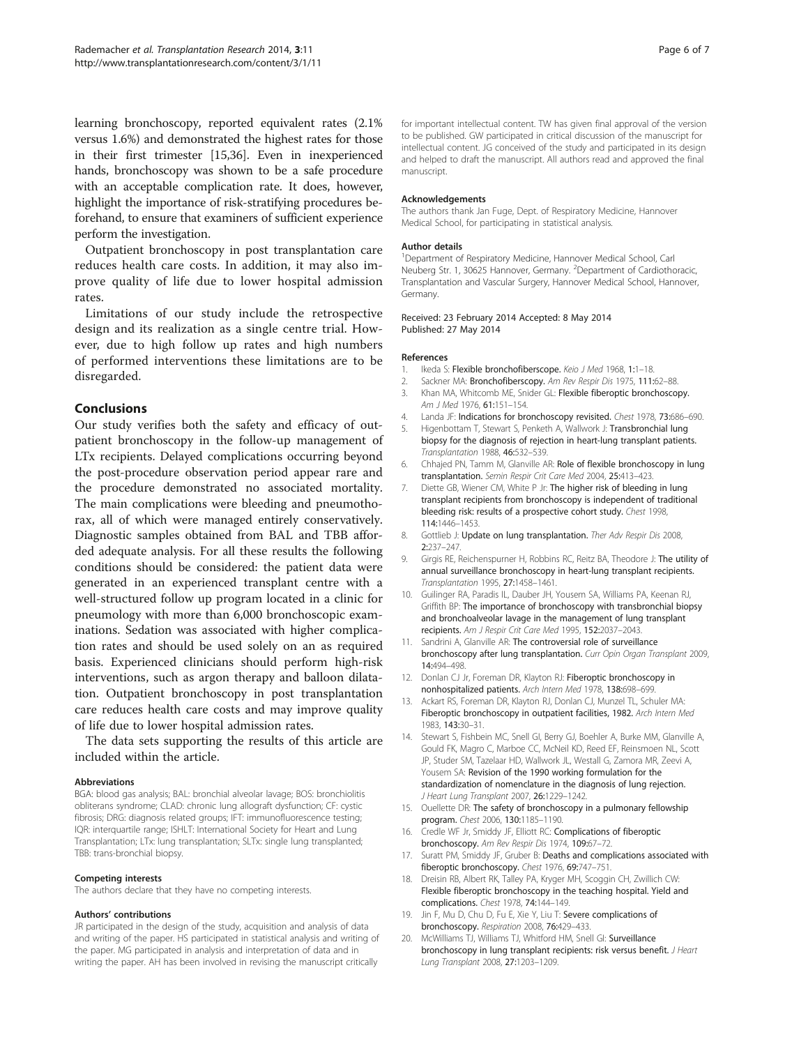learning bronchoscopy, reported equivalent rates (2.1% versus 1.6%) and demonstrated the highest rates for those in their first trimester [15,36]. Even in inexperienced hands, bronchoscopy was shown to be a safe procedure with an acceptable complication rate. It does, however, highlight the importance of risk-stratifying procedures beforehand, to ensure that examiners of sufficient experience perform the investigation.

Outpatient bronchoscopy in post transplantation care reduces health care costs. In addition, it may also improve quality of life due to lower hospital admission rates.

Limitations of our study include the retrospective design and its realization as a single centre trial. However, due to high follow up rates and high numbers of performed interventions these limitations are to be disregarded.

## Conclusions

Our study verifies both the safety and efficacy of outpatient bronchoscopy in the follow-up management of LTx recipients. Delayed complications occurring beyond the post-procedure observation period appear rare and the procedure demonstrated no associated mortality. The main complications were bleeding and pneumothorax, all of which were managed entirely conservatively. Diagnostic samples obtained from BAL and TBB afforded adequate analysis. For all these results the following conditions should be considered: the patient data were generated in an experienced transplant centre with a well-structured follow up program located in a clinic for pneumology with more than 6,000 bronchoscopic examinations. Sedation was associated with higher complication rates and should be used solely on an as required basis. Experienced clinicians should perform high-risk interventions, such as argon therapy and balloon dilatation. Outpatient bronchoscopy in post transplantation care reduces health care costs and may improve quality of life due to lower hospital admission rates.

The data sets supporting the results of this article are included within the article.

#### Abbreviations

BGA: blood gas analysis; BAL: bronchial alveolar lavage; BOS: bronchiolitis obliterans syndrome; CLAD: chronic lung allograft dysfunction; CF: cystic fibrosis; DRG: diagnosis related groups; IFT: immunofluorescence testing; IQR: interquartile range; ISHLT: International Society for Heart and Lung Transplantation; LTx: lung transplantation; SLTx: single lung transplanted; TBB: trans-bronchial biopsy.

#### Competing interests

The authors declare that they have no competing interests.

#### Authors' contributions

JR participated in the design of the study, acquisition and analysis of data and writing of the paper. HS participated in statistical analysis and writing of the paper. MG participated in analysis and interpretation of data and in writing the paper. AH has been involved in revising the manuscript critically for important intellectual content. TW has given final approval of the version to be published. GW participated in critical discussion of the manuscript for intellectual content. JG conceived of the study and participated in its design and helped to draft the manuscript. All authors read and approved the final manuscript.

#### Acknowledgements

The authors thank Jan Fuge, Dept. of Respiratory Medicine, Hannover Medical School, for participating in statistical analysis.

#### Author details

[1]Department of Respiratory Medicine, Hannover Medical School, Carl Neuberg Str. 1, 30625 Hannover, Germany. [2]Department of Cardiothoracic, Transplantation and Vascular Surgery, Hannover Medical School, Hannover, Germany.

Received: 23 February 2014 Accepted: 8 May 2014
Published: 27 May 2014

#### References

1. Ikeda S: **Flexible bronchofiberscope.** *Keio J Med* 1968, **1:**1–18.
2. Sackner MA: **Bronchofiberscopy.** *Am Rev Respir Dis* 1975, **111:**62–88.
3. Khan MA, Whitcomb ME, Snider GL: **Flexible fiberoptic bronchoscopy.** *Am J Med* 1976, **61:**151–154.
4. Landa JF: **Indications for bronchoscopy revisited.** *Chest* 1978, **73:**686–690.
5. Higenbottam T, Stewart S, Penketh A, Wallwork J: **Transbronchial lung biopsy for the diagnosis of rejection in heart-lung transplant patients.** *Transplantation* 1988, **46:**532–539.
6. Chhajed PN, Tamm M, Glanville AR: **Role of flexible bronchoscopy in lung transplantation.** *Semin Respir Crit Care Med* 2004, **25:**413–423.
7. Diette GB, Wiener CM, White P Jr: **The higher risk of bleeding in lung transplant recipients from bronchoscopy is independent of traditional bleeding risk: results of a prospective cohort study.** *Chest* 1998, **114:**1446–1453.
8. Gottlieb J: **Update on lung transplantation.** *Ther Adv Respir Dis* 2008, **2:**237–247.
9. Girgis RE, Reichenspurner H, Robbins RC, Reitz BA, Theodore J: **The utility of annual surveillance bronchoscopy in heart-lung transplant recipients.** *Transplantation* 1995, **27:**1458–1461.
10. Guilinger RA, Paradis IL, Dauber JH, Yousem SA, Williams PA, Keenan RJ, Griffith BP: **The importance of bronchoscopy with transbronchial biopsy and bronchoalveolar lavage in the management of lung transplant recipients.** *Am J Respir Crit Care Med* 1995, **152:**2037–2043.
11. Sandrini A, Glanville AR: **The controversial role of surveillance bronchoscopy after lung transplantation.** *Curr Opin Organ Transplant* 2009, **14:**494–498.
12. Donlan CJ Jr, Foreman DR, Klayton RJ: **Fiberoptic bronchoscopy in nonhospitalized patients.** *Arch Intern Med* 1978, **138:**698–699.
13. Ackart RS, Foreman DR, Klayton RJ, Donlan CJ, Munzel TL, Schuler MA: **Fiberoptic bronchoscopy in outpatient facilities, 1982.** *Arch Intern Med* 1983, **143:**30–31.
14. Stewart S, Fishbein MC, Snell GI, Berry GJ, Boehler A, Burke MM, Glanville A, Gould FK, Magro C, Marboe CC, McNeil KD, Reed EF, Reinsmoen NL, Scott JP, Studer SM, Tazelaar HD, Wallwork JL, Westall G, Zamora MR, Zeevi A, Yousem SA: **Revision of the 1990 working formulation for the standardization of nomenclature in the diagnosis of lung rejection.** *J Heart Lung Transplant* 2007, **26:**1229–1242.
15. Ouellette DR: **The safety of bronchoscopy in a pulmonary fellowship program.** *Chest* 2006, **130:**1185–1190.
16. Credle WF Jr, Smiddy JF, Elliott RC: **Complications of fiberoptic bronchoscopy.** *Am Rev Respir Dis* 1974, **109:**67–72.
17. Suratt PM, Smiddy JF, Gruber B: **Deaths and complications associated with fiberoptic bronchoscopy.** *Chest* 1976, **69:**747–751.
18. Dreisin RB, Albert RK, Talley PA, Kryger MH, Scoggin CH, Zwillich CW: **Flexible fiberoptic bronchoscopy in the teaching hospital. Yield and complications.** *Chest* 1978, **74:**144–149.
19. Jin F, Mu D, Chu D, Fu E, Xie Y, Liu T: **Severe complications of bronchoscopy.** *Respiration* 2008, **76:**429–433.
20. McWilliams TJ, Williams TJ, Whitford HM, Snell GI: **Surveillance bronchoscopy in lung transplant recipients: risk versus benefit.** *J Heart Lung Transplant* 2008, **27:**1203–1209.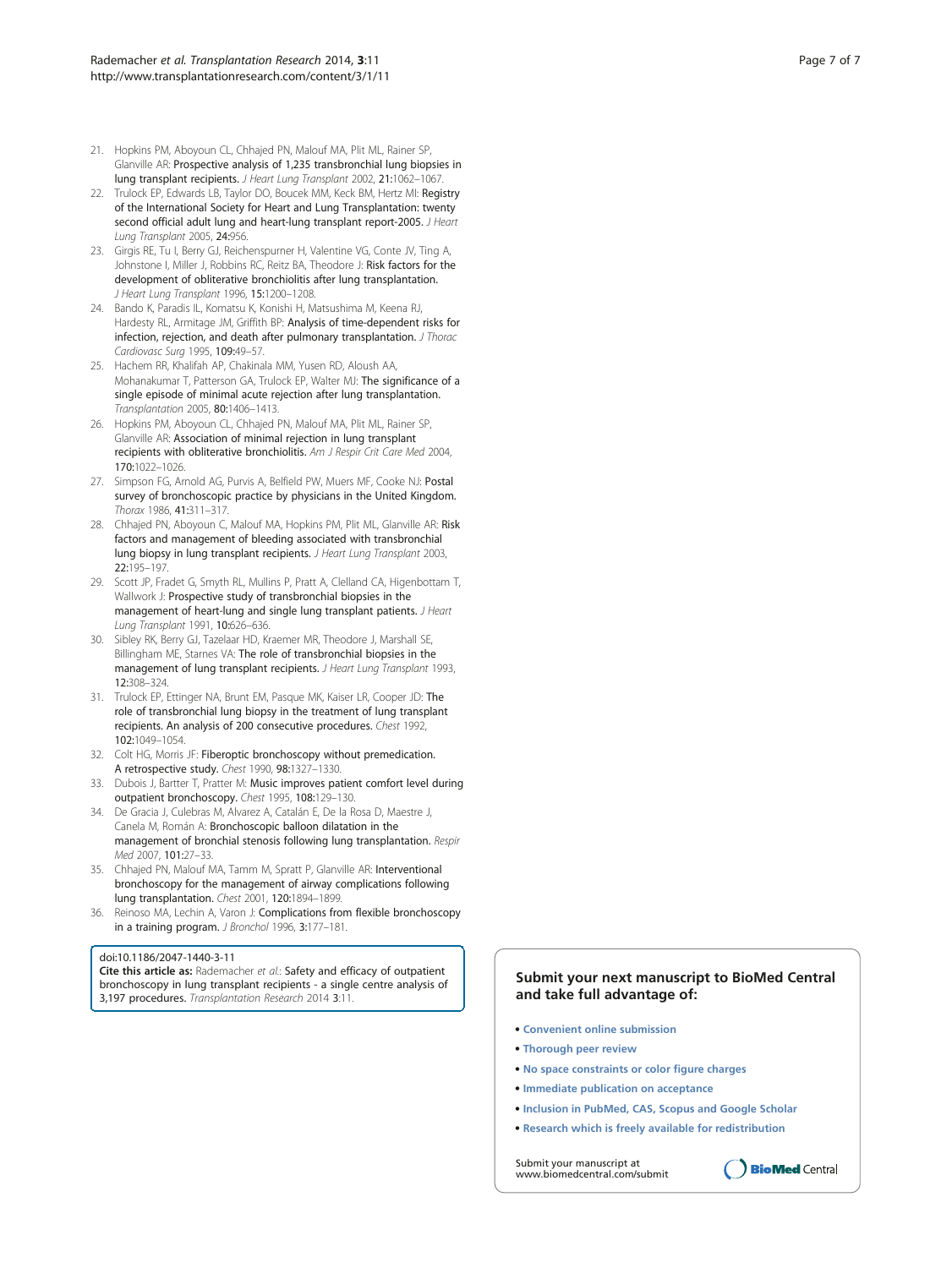21. Hopkins PM, Aboyoun CL, Chhajed PN, Malouf MA, Plit ML, Rainer SP, Glanville AR: **Prospective analysis of 1,235 transbronchial lung biopsies in lung transplant recipients.** *J Heart Lung Transplant* 2002, **21:**1062–1067.
22. Trulock EP, Edwards LB, Taylor DO, Boucek MM, Keck BM, Hertz MI: **Registry of the International Society for Heart and Lung Transplantation: twenty second official adult lung and heart-lung transplant report-2005.** *J Heart Lung Transplant* 2005, **24:**956.
23. Girgis RE, Tu I, Berry GJ, Reichenspurner H, Valentine VG, Conte JV, Ting A, Johnstone I, Miller J, Robbins RC, Reitz BA, Theodore J: **Risk factors for the development of obliterative bronchiolitis after lung transplantation.** *J Heart Lung Transplant* 1996, **15:**1200–1208.
24. Bando K, Paradis IL, Komatsu K, Konishi H, Matsushima M, Keena RJ, Hardesty RL, Armitage JM, Griffith BP: **Analysis of time-dependent risks for infection, rejection, and death after pulmonary transplantation.** *J Thorac Cardiovasc Surg* 1995, **109:**49–57.
25. Hachem RR, Khalifah AP, Chakinala MM, Yusen RD, Aloush AA, Mohanakumar T, Patterson GA, Trulock EP, Walter MJ: **The significance of a single episode of minimal acute rejection after lung transplantation.** *Transplantation* 2005, **80:**1406–1413.
26. Hopkins PM, Aboyoun CL, Chhajed PN, Malouf MA, Plit ML, Rainer SP, Glanville AR: **Association of minimal rejection in lung transplant recipients with obliterative bronchiolitis.** *Am J Respir Crit Care Med* 2004, **170:**1022–1026.
27. Simpson FG, Arnold AG, Purvis A, Belfield PW, Muers MF, Cooke NJ: **Postal survey of bronchoscopic practice by physicians in the United Kingdom.** *Thorax* 1986, **41:**311–317.
28. Chhajed PN, Aboyoun C, Malouf MA, Hopkins PM, Plit ML, Glanville AR: **Risk factors and management of bleeding associated with transbronchial lung biopsy in lung transplant recipients.** *J Heart Lung Transplant* 2003, **22:**195–197.
29. Scott JP, Fradet G, Smyth RL, Mullins P, Pratt A, Clelland CA, Higenbottam T, Wallwork J: **Prospective study of transbronchial biopsies in the management of heart-lung and single lung transplant patients.** *J Heart Lung Transplant* 1991, **10:**626–636.
30. Sibley RK, Berry GJ, Tazelaar HD, Kraemer MR, Theodore J, Marshall SE, Billingham ME, Starnes VA: **The role of transbronchial biopsies in the management of lung transplant recipients.** *J Heart Lung Transplant* 1993, **12:**308–324.
31. Trulock EP, Ettinger NA, Brunt EM, Pasque MK, Kaiser LR, Cooper JD: **The role of transbronchial lung biopsy in the treatment of lung transplant recipients. An analysis of 200 consecutive procedures.** *Chest* 1992, **102:**1049–1054.
32. Colt HG, Morris JF: **Fiberoptic bronchoscopy without premedication. A retrospective study.** *Chest* 1990, **98:**1327–1330.
33. Dubois J, Bartter T, Pratter M: **Music improves patient comfort level during outpatient bronchoscopy.** *Chest* 1995, **108:**129–130.
34. De Gracia J, Culebras M, Alvarez A, Catalán E, De la Rosa D, Maestre J, Canela M, Román A: **Bronchoscopic balloon dilatation in the management of bronchial stenosis following lung transplantation.** *Respir Med* 2007, **101:**27–33.
35. Chhajed PN, Malouf MA, Tamm M, Spratt P, Glanville AR: **Interventional bronchoscopy for the management of airway complications following lung transplantation.** *Chest* 2001, **120:**1894–1899.
36. Reinoso MA, Lechin A, Varon J: **Complications from flexible bronchoscopy in a training program.** *J Bronchol* 1996, **3:**177–181.

doi:10.1186/2047-1440-3-11
**Cite this article as:** Rademacher *et al.*: Safety and efficacy of outpatient bronchoscopy in lung transplant recipients - a single centre analysis of 3,197 procedures. *Transplantation Research* 2014 3:11.

**Submit your next manuscript to BioMed Central and take full advantage of:**

- **Convenient online submission**
- **Thorough peer review**
- **No space constraints or color figure charges**
- **Immediate publication on acceptance**
- **Inclusion in PubMed, CAS, Scopus and Google Scholar**
- **Research which is freely available for redistribution**

Submit your manuscript at
www.biomedcentral.com/submit

BioMed Central